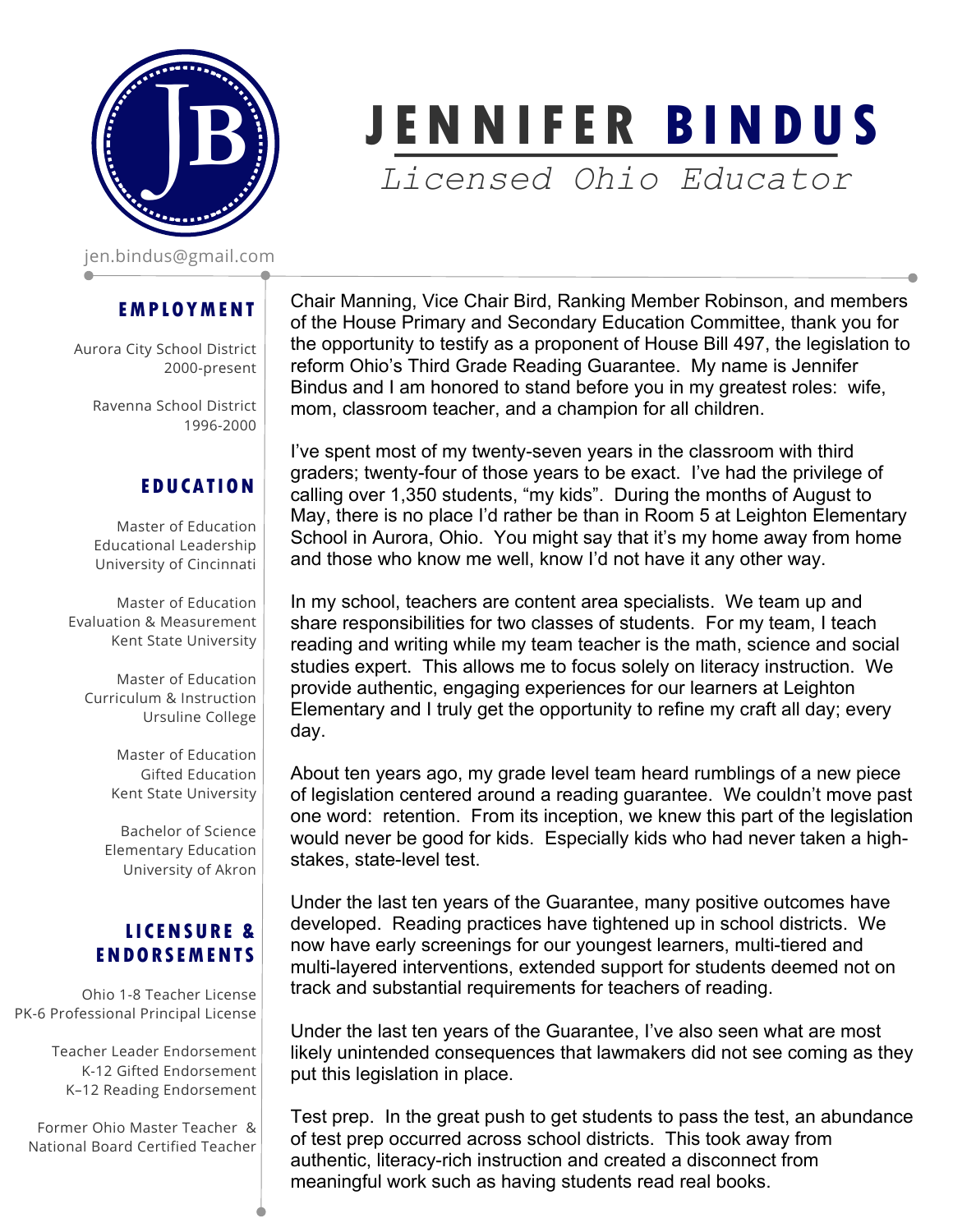# JENNIFER BINDUS

*Licensed Ohio Educator*

jen.bindus@gmail.com

## EMPLOYMENT

Aurora City School District
2000-present

Ravenna School District
1996-2000

## EDUCATION

Master of Education
Educational Leadership
University of Cincinnati

Master of Education
Evaluation & Measurement
Kent State University

Master of Education
Curriculum & Instruction
Ursuline College

Master of Education
Gifted Education
Kent State University

Bachelor of Science
Elementary Education
University of Akron

## LICENSURE & ENDORSEMENTS

Ohio 1-8 Teacher License
PK-6 Professional Principal License

Teacher Leader Endorsement
K-12 Gifted Endorsement
K–12 Reading Endorsement

Former Ohio Master Teacher &
National Board Certified Teacher

---

Chair Manning, Vice Chair Bird, Ranking Member Robinson, and members of the House Primary and Secondary Education Committee, thank you for the opportunity to testify as a proponent of House Bill 497, the legislation to reform Ohio's Third Grade Reading Guarantee. My name is Jennifer Bindus and I am honored to stand before you in my greatest roles: wife, mom, classroom teacher, and a champion for all children.

I've spent most of my twenty-seven years in the classroom with third graders; twenty-four of those years to be exact. I've had the privilege of calling over 1,350 students, "my kids". During the months of August to May, there is no place I'd rather be than in Room 5 at Leighton Elementary School in Aurora, Ohio. You might say that it's my home away from home and those who know me well, know I'd not have it any other way.

In my school, teachers are content area specialists. We team up and share responsibilities for two classes of students. For my team, I teach reading and writing while my team teacher is the math, science and social studies expert. This allows me to focus solely on literacy instruction. We provide authentic, engaging experiences for our learners at Leighton Elementary and I truly get the opportunity to refine my craft all day; every day.

About ten years ago, my grade level team heard rumblings of a new piece of legislation centered around a reading guarantee. We couldn't move past one word: retention. From its inception, we knew this part of the legislation would never be good for kids. Especially kids who had never taken a high-stakes, state-level test.

Under the last ten years of the Guarantee, many positive outcomes have developed. Reading practices have tightened up in school districts. We now have early screenings for our youngest learners, multi-tiered and multi-layered interventions, extended support for students deemed not on track and substantial requirements for teachers of reading.

Under the last ten years of the Guarantee, I've also seen what are most likely unintended consequences that lawmakers did not see coming as they put this legislation in place.

Test prep. In the great push to get students to pass the test, an abundance of test prep occurred across school districts. This took away from authentic, literacy-rich instruction and created a disconnect from meaningful work such as having students read real books.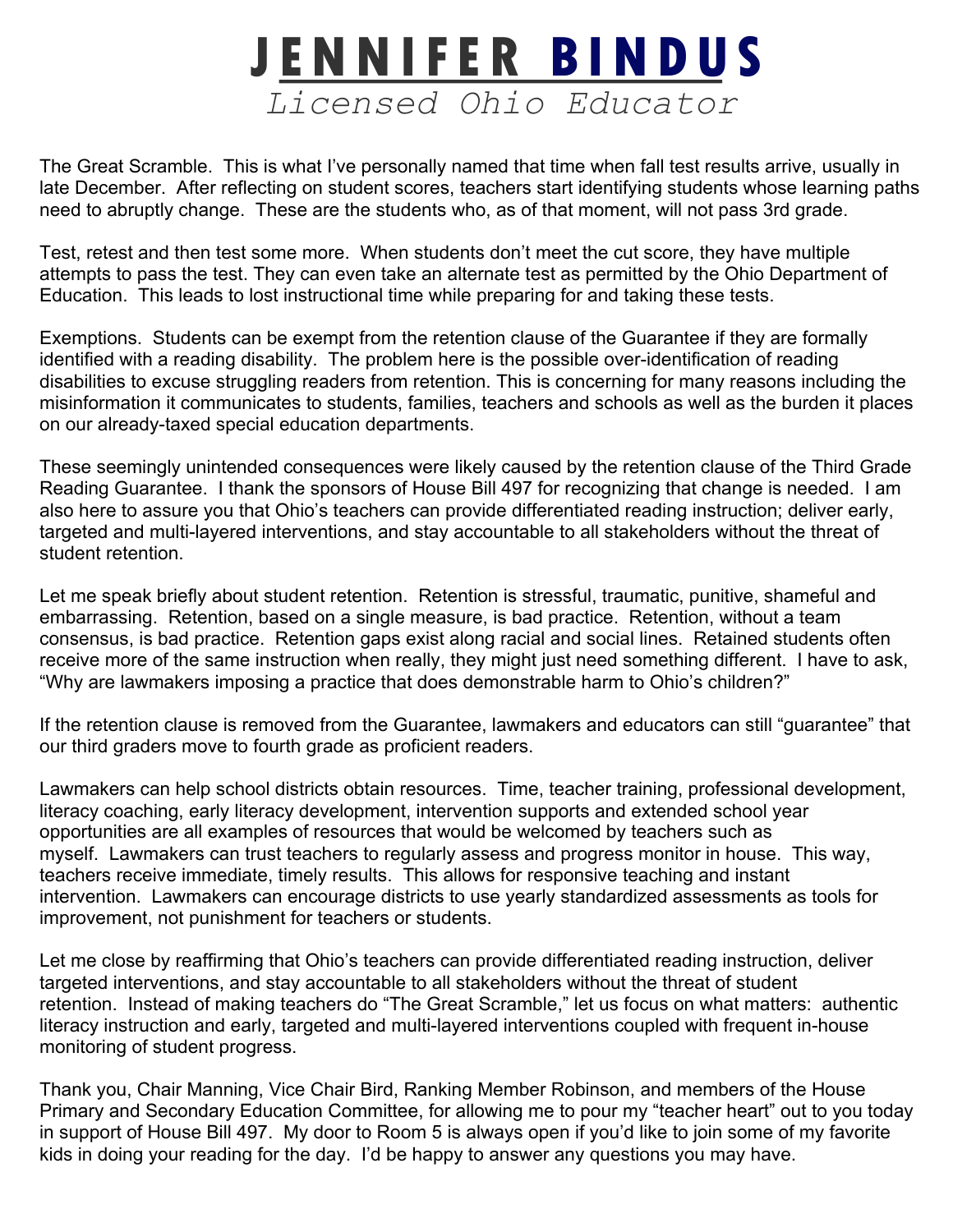# JENNIFER BINDUS

*Licensed Ohio Educator*

The Great Scramble. This is what I've personally named that time when fall test results arrive, usually in late December. After reflecting on student scores, teachers start identifying students whose learning paths need to abruptly change. These are the students who, as of that moment, will not pass 3rd grade.

Test, retest and then test some more. When students don't meet the cut score, they have multiple attempts to pass the test. They can even take an alternate test as permitted by the Ohio Department of Education. This leads to lost instructional time while preparing for and taking these tests.

Exemptions. Students can be exempt from the retention clause of the Guarantee if they are formally identified with a reading disability. The problem here is the possible over-identification of reading disabilities to excuse struggling readers from retention. This is concerning for many reasons including the misinformation it communicates to students, families, teachers and schools as well as the burden it places on our already-taxed special education departments.

These seemingly unintended consequences were likely caused by the retention clause of the Third Grade Reading Guarantee. I thank the sponsors of House Bill 497 for recognizing that change is needed. I am also here to assure you that Ohio's teachers can provide differentiated reading instruction; deliver early, targeted and multi-layered interventions, and stay accountable to all stakeholders without the threat of student retention.

Let me speak briefly about student retention. Retention is stressful, traumatic, punitive, shameful and embarrassing. Retention, based on a single measure, is bad practice. Retention, without a team consensus, is bad practice. Retention gaps exist along racial and social lines. Retained students often receive more of the same instruction when really, they might just need something different. I have to ask, "Why are lawmakers imposing a practice that does demonstrable harm to Ohio's children?"

If the retention clause is removed from the Guarantee, lawmakers and educators can still "guarantee" that our third graders move to fourth grade as proficient readers.

Lawmakers can help school districts obtain resources. Time, teacher training, professional development, literacy coaching, early literacy development, intervention supports and extended school year opportunities are all examples of resources that would be welcomed by teachers such as myself. Lawmakers can trust teachers to regularly assess and progress monitor in house. This way, teachers receive immediate, timely results. This allows for responsive teaching and instant intervention. Lawmakers can encourage districts to use yearly standardized assessments as tools for improvement, not punishment for teachers or students.

Let me close by reaffirming that Ohio's teachers can provide differentiated reading instruction, deliver targeted interventions, and stay accountable to all stakeholders without the threat of student retention. Instead of making teachers do "The Great Scramble," let us focus on what matters: authentic literacy instruction and early, targeted and multi-layered interventions coupled with frequent in-house monitoring of student progress.

Thank you, Chair Manning, Vice Chair Bird, Ranking Member Robinson, and members of the House Primary and Secondary Education Committee, for allowing me to pour my "teacher heart" out to you today in support of House Bill 497. My door to Room 5 is always open if you'd like to join some of my favorite kids in doing your reading for the day. I'd be happy to answer any questions you may have.